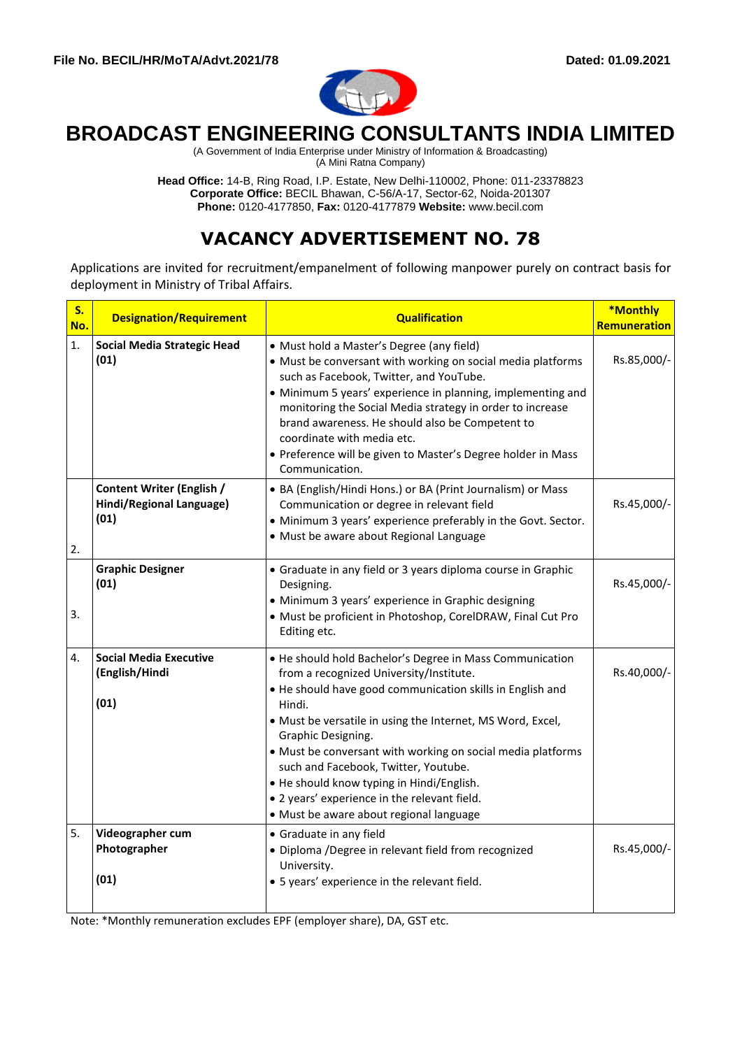**File No. BECIL/HR/MoTA/Advt.2021/78** **Dated: 01.09.2021**

# BROADCAST ENGINEERING CONSULTANTS INDIA LIMITED

(A Government of India Enterprise under Ministry of Information & Broadcasting)
(A Mini Ratna Company)

**Head Office:** 14-B, Ring Road, I.P. Estate, New Delhi-110002, Phone: 011-23378823
**Corporate Office:** BECIL Bhawan, C-56/A-17, Sector-62, Noida-201307
**Phone:** 0120-4177850, **Fax:** 0120-4177879 **Website:** www.becil.com

## VACANCY ADVERTISEMENT NO. 78

Applications are invited for recruitment/empanelment of following manpower purely on contract basis for deployment in Ministry of Tribal Affairs.

| S. No. | Designation/Requirement | Qualification | *Monthly Remuneration |
|---|---|---|---|
| 1. | **Social Media Strategic Head (01)** | • Must hold a Master's Degree (any field)<br>• Must be conversant with working on social media platforms such as Facebook, Twitter, and YouTube.<br>• Minimum 5 years' experience in planning, implementing and monitoring the Social Media strategy in order to increase brand awareness. He should also be Competent to coordinate with media etc.<br>• Preference will be given to Master's Degree holder in Mass Communication. | Rs.85,000/- |
| 2. | **Content Writer (English / Hindi/Regional Language) (01)** | • BA (English/Hindi Hons.) or BA (Print Journalism) or Mass Communication or degree in relevant field<br>• Minimum 3 years' experience preferably in the Govt. Sector.<br>• Must be aware about Regional Language | Rs.45,000/- |
| 3. | **Graphic Designer (01)** | • Graduate in any field or 3 years diploma course in Graphic Designing.<br>• Minimum 3 years' experience in Graphic designing<br>• Must be proficient in Photoshop, CorelDRAW, Final Cut Pro Editing etc. | Rs.45,000/- |
| 4. | **Social Media Executive (English/Hindi (01)** | • He should hold Bachelor's Degree in Mass Communication from a recognized University/Institute.<br>• He should have good communication skills in English and Hindi.<br>• Must be versatile in using the Internet, MS Word, Excel, Graphic Designing.<br>• Must be conversant with working on social media platforms such and Facebook, Twitter, Youtube.<br>• He should know typing in Hindi/English.<br>• 2 years' experience in the relevant field.<br>• Must be aware about regional language | Rs.40,000/- |
| 5. | **Videographer cum Photographer (01)** | • Graduate in any field<br>• Diploma /Degree in relevant field from recognized University.<br>• 5 years' experience in the relevant field. | Rs.45,000/- |

Note: *Monthly remuneration excludes EPF (employer share), DA, GST etc.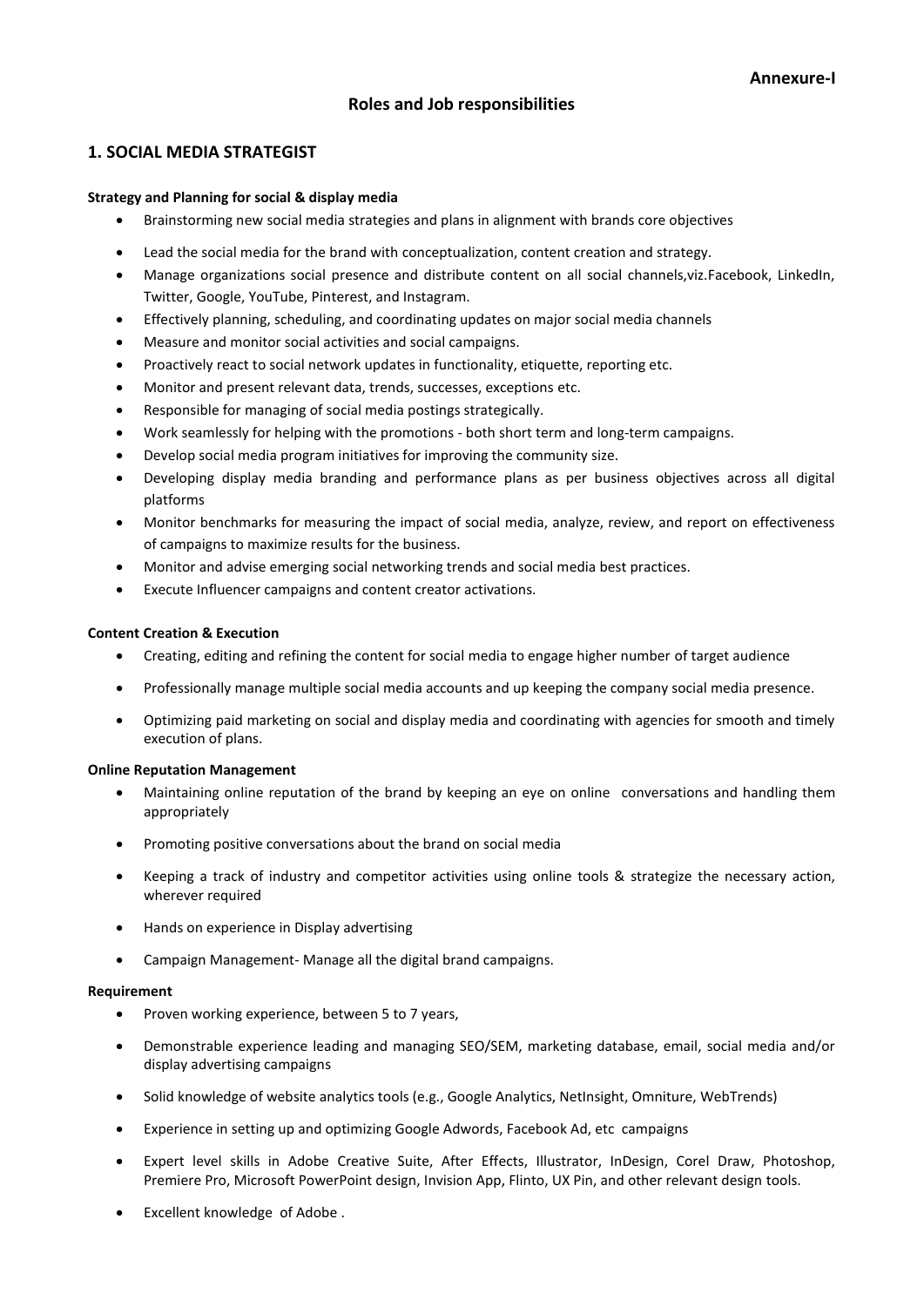**Annexure-I**

## Roles and Job responsibilities

## 1. SOCIAL MEDIA STRATEGIST

**Strategy and Planning for social & display media**

- Brainstorming new social media strategies and plans in alignment with brands core objectives
- Lead the social media for the brand with conceptualization, content creation and strategy.
- Manage organizations social presence and distribute content on all social channels,viz.Facebook, LinkedIn, Twitter, Google, YouTube, Pinterest, and Instagram.
- Effectively planning, scheduling, and coordinating updates on major social media channels
- Measure and monitor social activities and social campaigns.
- Proactively react to social network updates in functionality, etiquette, reporting etc.
- Monitor and present relevant data, trends, successes, exceptions etc.
- Responsible for managing of social media postings strategically.
- Work seamlessly for helping with the promotions - both short term and long-term campaigns.
- Develop social media program initiatives for improving the community size.
- Developing display media branding and performance plans as per business objectives across all digital platforms
- Monitor benchmarks for measuring the impact of social media, analyze, review, and report on effectiveness of campaigns to maximize results for the business.
- Monitor and advise emerging social networking trends and social media best practices.
- Execute Influencer campaigns and content creator activations.

**Content Creation & Execution**

- Creating, editing and refining the content for social media to engage higher number of target audience
- Professionally manage multiple social media accounts and up keeping the company social media presence.
- Optimizing paid marketing on social and display media and coordinating with agencies for smooth and timely execution of plans.

**Online Reputation Management**

- Maintaining online reputation of the brand by keeping an eye on online conversations and handling them appropriately
- Promoting positive conversations about the brand on social media
- Keeping a track of industry and competitor activities using online tools & strategize the necessary action, wherever required
- Hands on experience in Display advertising
- Campaign Management- Manage all the digital brand campaigns.

**Requirement**

- Proven working experience, between 5 to 7 years,
- Demonstrable experience leading and managing SEO/SEM, marketing database, email, social media and/or display advertising campaigns
- Solid knowledge of website analytics tools (e.g., Google Analytics, NetInsight, Omniture, WebTrends)
- Experience in setting up and optimizing Google Adwords, Facebook Ad, etc campaigns
- Expert level skills in Adobe Creative Suite, After Effects, Illustrator, InDesign, Corel Draw, Photoshop, Premiere Pro, Microsoft PowerPoint design, Invision App, Flinto, UX Pin, and other relevant design tools.
- Excellent knowledge of Adobe .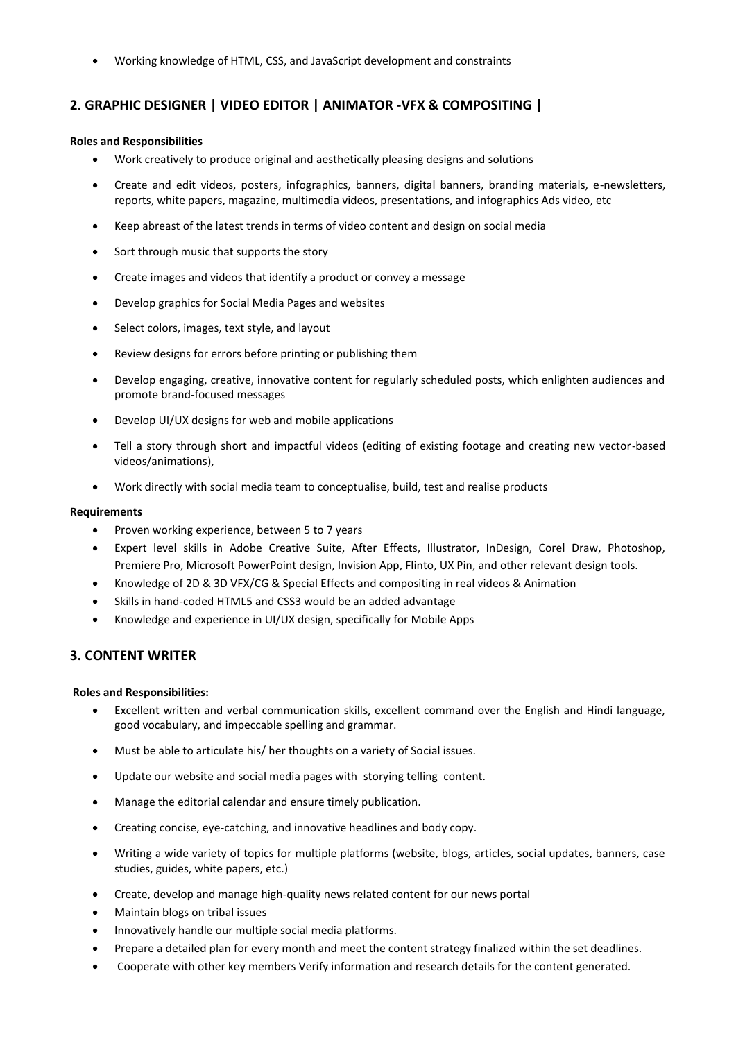- Working knowledge of HTML, CSS, and JavaScript development and constraints

## 2. GRAPHIC DESIGNER | VIDEO EDITOR | ANIMATOR -VFX & COMPOSITING |

**Roles and Responsibilities**

- Work creatively to produce original and aesthetically pleasing designs and solutions
- Create and edit videos, posters, infographics, banners, digital banners, branding materials, e-newsletters, reports, white papers, magazine, multimedia videos, presentations, and infographics Ads video, etc
- Keep abreast of the latest trends in terms of video content and design on social media
- Sort through music that supports the story
- Create images and videos that identify a product or convey a message
- Develop graphics for Social Media Pages and websites
- Select colors, images, text style, and layout
- Review designs for errors before printing or publishing them
- Develop engaging, creative, innovative content for regularly scheduled posts, which enlighten audiences and promote brand-focused messages
- Develop UI/UX designs for web and mobile applications
- Tell a story through short and impactful videos (editing of existing footage and creating new vector-based videos/animations),
- Work directly with social media team to conceptualise, build, test and realise products

**Requirements**

- Proven working experience, between 5 to 7 years
- Expert level skills in Adobe Creative Suite, After Effects, Illustrator, InDesign, Corel Draw, Photoshop, Premiere Pro, Microsoft PowerPoint design, Invision App, Flinto, UX Pin, and other relevant design tools.
- Knowledge of 2D & 3D VFX/CG & Special Effects and compositing in real videos & Animation
- Skills in hand-coded HTML5 and CSS3 would be an added advantage
- Knowledge and experience in UI/UX design, specifically for Mobile Apps

## 3. CONTENT WRITER

**Roles and Responsibilities:**

- Excellent written and verbal communication skills, excellent command over the English and Hindi language, good vocabulary, and impeccable spelling and grammar.
- Must be able to articulate his/ her thoughts on a variety of Social issues.
- Update our website and social media pages with storying telling content.
- Manage the editorial calendar and ensure timely publication.
- Creating concise, eye-catching, and innovative headlines and body copy.
- Writing a wide variety of topics for multiple platforms (website, blogs, articles, social updates, banners, case studies, guides, white papers, etc.)
- Create, develop and manage high-quality news related content for our news portal
- Maintain blogs on tribal issues
- Innovatively handle our multiple social media platforms.
- Prepare a detailed plan for every month and meet the content strategy finalized within the set deadlines.
- Cooperate with other key members Verify information and research details for the content generated.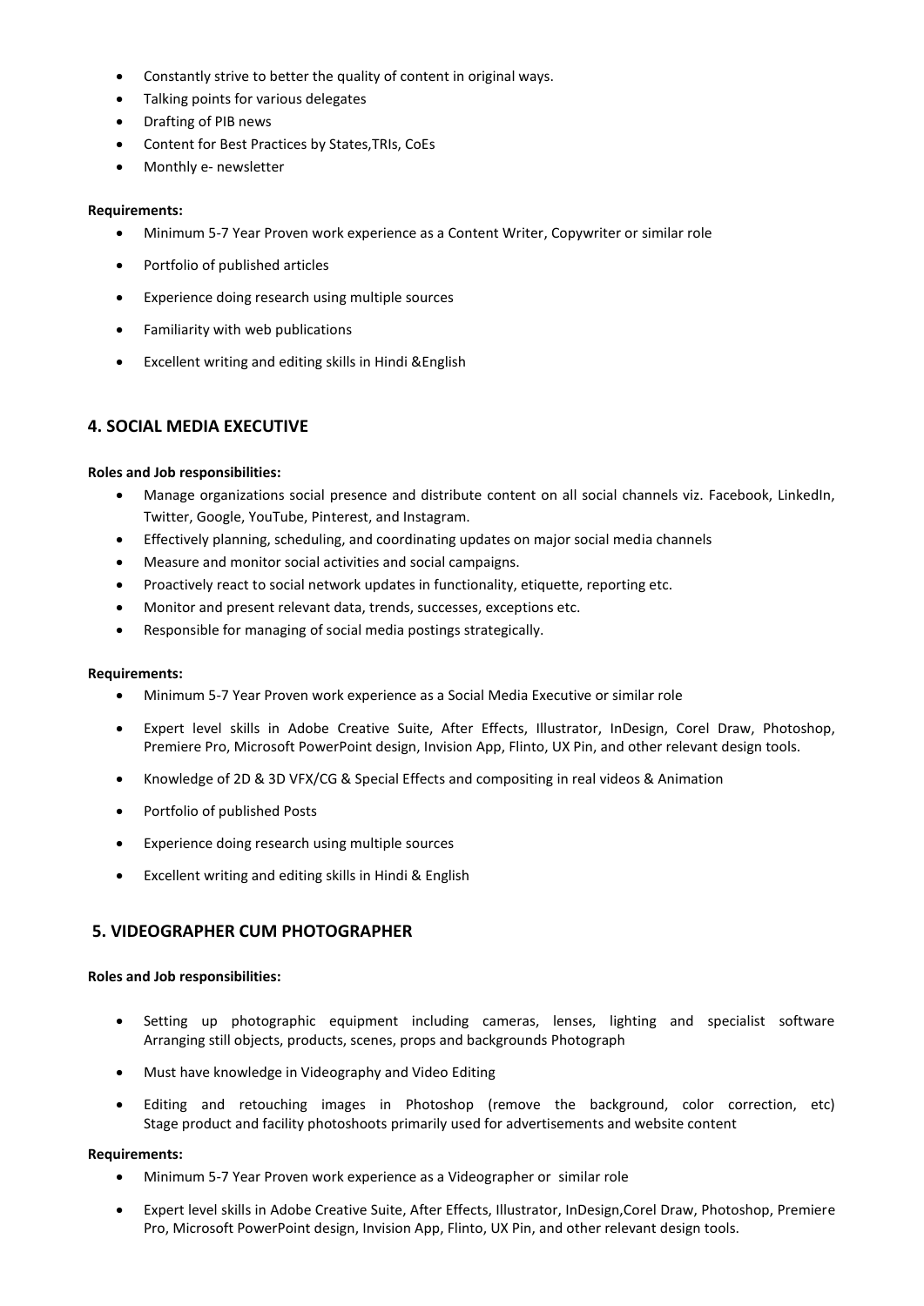- Constantly strive to better the quality of content in original ways.
- Talking points for various delegates
- Drafting of PIB news
- Content for Best Practices by States,TRIs, CoEs
- Monthly e- newsletter

**Requirements:**

- Minimum 5-7 Year Proven work experience as a Content Writer, Copywriter or similar role
- Portfolio of published articles
- Experience doing research using multiple sources
- Familiarity with web publications
- Excellent writing and editing skills in Hindi &English

## 4. SOCIAL MEDIA EXECUTIVE

**Roles and Job responsibilities:**

- Manage organizations social presence and distribute content on all social channels viz. Facebook, LinkedIn, Twitter, Google, YouTube, Pinterest, and Instagram.
- Effectively planning, scheduling, and coordinating updates on major social media channels
- Measure and monitor social activities and social campaigns.
- Proactively react to social network updates in functionality, etiquette, reporting etc.
- Monitor and present relevant data, trends, successes, exceptions etc.
- Responsible for managing of social media postings strategically.

**Requirements:**

- Minimum 5-7 Year Proven work experience as a Social Media Executive or similar role
- Expert level skills in Adobe Creative Suite, After Effects, Illustrator, InDesign, Corel Draw, Photoshop, Premiere Pro, Microsoft PowerPoint design, Invision App, Flinto, UX Pin, and other relevant design tools.
- Knowledge of 2D & 3D VFX/CG & Special Effects and compositing in real videos & Animation
- Portfolio of published Posts
- Experience doing research using multiple sources
- Excellent writing and editing skills in Hindi & English

## 5. VIDEOGRAPHER CUM PHOTOGRAPHER

**Roles and Job responsibilities:**

- Setting up photographic equipment including cameras, lenses, lighting and specialist software Arranging still objects, products, scenes, props and backgrounds Photograph
- Must have knowledge in Videography and Video Editing
- Editing and retouching images in Photoshop (remove the background, color correction, etc) Stage product and facility photoshoots primarily used for advertisements and website content

**Requirements:**

- Minimum 5-7 Year Proven work experience as a Videographer or similar role
- Expert level skills in Adobe Creative Suite, After Effects, Illustrator, InDesign,Corel Draw, Photoshop, Premiere Pro, Microsoft PowerPoint design, Invision App, Flinto, UX Pin, and other relevant design tools.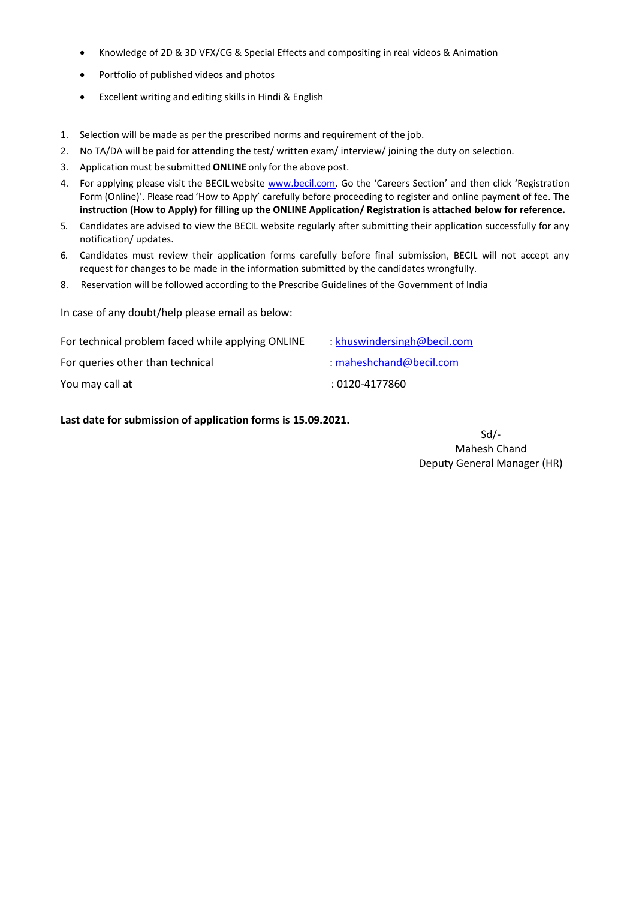- Knowledge of 2D & 3D VFX/CG & Special Effects and compositing in real videos & Animation
- Portfolio of published videos and photos
- Excellent writing and editing skills in Hindi & English

1. Selection will be made as per the prescribed norms and requirement of the job.
2. No TA/DA will be paid for attending the test/ written exam/ interview/ joining the duty on selection.
3. Application must be submitted **ONLINE** only for the above post.
4. For applying please visit the BECIL website www.becil.com. Go the 'Careers Section' and then click 'Registration Form (Online)'. Please read 'How to Apply' carefully before proceeding to register and online payment of fee. **The instruction (How to Apply) for filling up the ONLINE Application/ Registration is attached below for reference.**
5. Candidates are advised to view the BECIL website regularly after submitting their application successfully for any notification/ updates.
6. Candidates must review their application forms carefully before final submission, BECIL will not accept any request for changes to be made in the information submitted by the candidates wrongfully.

8. Reservation will be followed according to the Prescribe Guidelines of the Government of India

In case of any doubt/help please email as below:

| | |
|---|---|
| For technical problem faced while applying ONLINE | : khuswindersingh@becil.com |
| For queries other than technical | : maheshchand@becil.com |
| You may call at | : 0120-4177860 |

**Last date for submission of application forms is 15.09.2021.**

Sd/-
Mahesh Chand
Deputy General Manager (HR)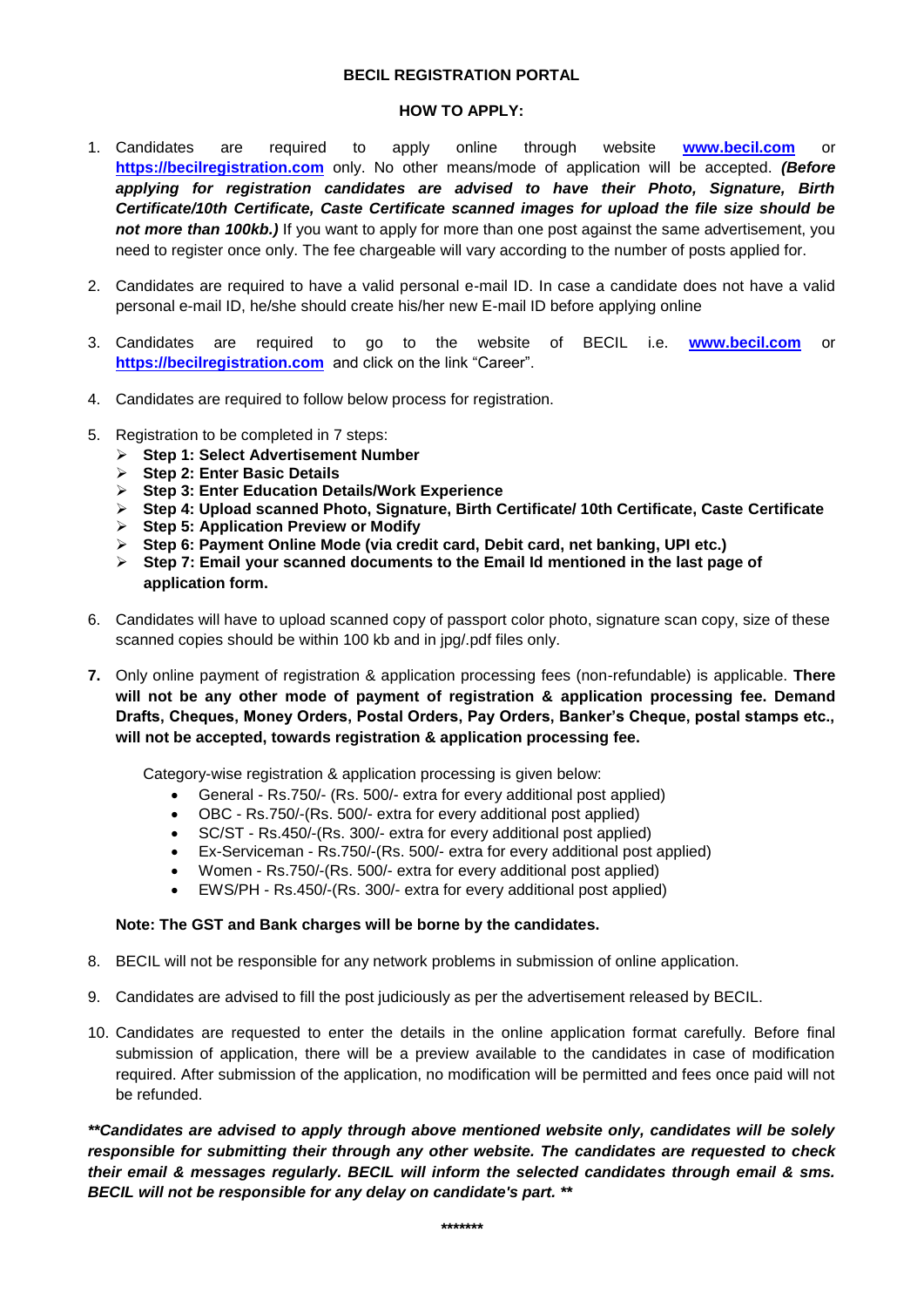**BECIL REGISTRATION PORTAL**

**HOW TO APPLY:**

1. Candidates are required to apply online through website **www.becil.com** or **https://becilregistration.com** only. No other means/mode of application will be accepted. ***(Before applying for registration candidates are advised to have their Photo, Signature, Birth Certificate/10th Certificate, Caste Certificate scanned images for upload the file size should be not more than 100kb.)*** If you want to apply for more than one post against the same advertisement, you need to register once only. The fee chargeable will vary according to the number of posts applied for.

2. Candidates are required to have a valid personal e-mail ID. In case a candidate does not have a valid personal e-mail ID, he/she should create his/her new E-mail ID before applying online

3. Candidates are required to go to the website of BECIL i.e. **www.becil.com** or **https://becilregistration.com** and click on the link "Career".

4. Candidates are required to follow below process for registration.

5. Registration to be completed in 7 steps:
   - **Step 1: Select Advertisement Number**
   - **Step 2: Enter Basic Details**
   - **Step 3: Enter Education Details/Work Experience**
   - **Step 4: Upload scanned Photo, Signature, Birth Certificate/ 10th Certificate, Caste Certificate**
   - **Step 5: Application Preview or Modify**
   - **Step 6: Payment Online Mode (via credit card, Debit card, net banking, UPI etc.)**
   - **Step 7: Email your scanned documents to the Email Id mentioned in the last page of application form.**

6. Candidates will have to upload scanned copy of passport color photo, signature scan copy, size of these scanned copies should be within 100 kb and in jpg/.pdf files only.

7. Only online payment of registration & application processing fees (non-refundable) is applicable. **There will not be any other mode of payment of registration & application processing fee. Demand Drafts, Cheques, Money Orders, Postal Orders, Pay Orders, Banker's Cheque, postal stamps etc., will not be accepted, towards registration & application processing fee.**

   Category-wise registration & application processing is given below:
   - General - Rs.750/- (Rs. 500/- extra for every additional post applied)
   - OBC - Rs.750/-(Rs. 500/- extra for every additional post applied)
   - SC/ST - Rs.450/-(Rs. 300/- extra for every additional post applied)
   - Ex-Serviceman - Rs.750/-(Rs. 500/- extra for every additional post applied)
   - Women - Rs.750/-(Rs. 500/- extra for every additional post applied)
   - EWS/PH - Rs.450/-(Rs. 300/- extra for every additional post applied)

   **Note: The GST and Bank charges will be borne by the candidates.**

8. BECIL will not be responsible for any network problems in submission of online application.

9. Candidates are advised to fill the post judiciously as per the advertisement released by BECIL.

10. Candidates are requested to enter the details in the online application format carefully. Before final submission of application, there will be a preview available to the candidates in case of modification required. After submission of the application, no modification will be permitted and fees once paid will not be refunded.

***\*\*Candidates are advised to apply through above mentioned website only, candidates will be solely responsible for submitting their through any other website. The candidates are requested to check their email & messages regularly. BECIL will inform the selected candidates through email & sms. BECIL will not be responsible for any delay on candidate's part. \*\****

*******